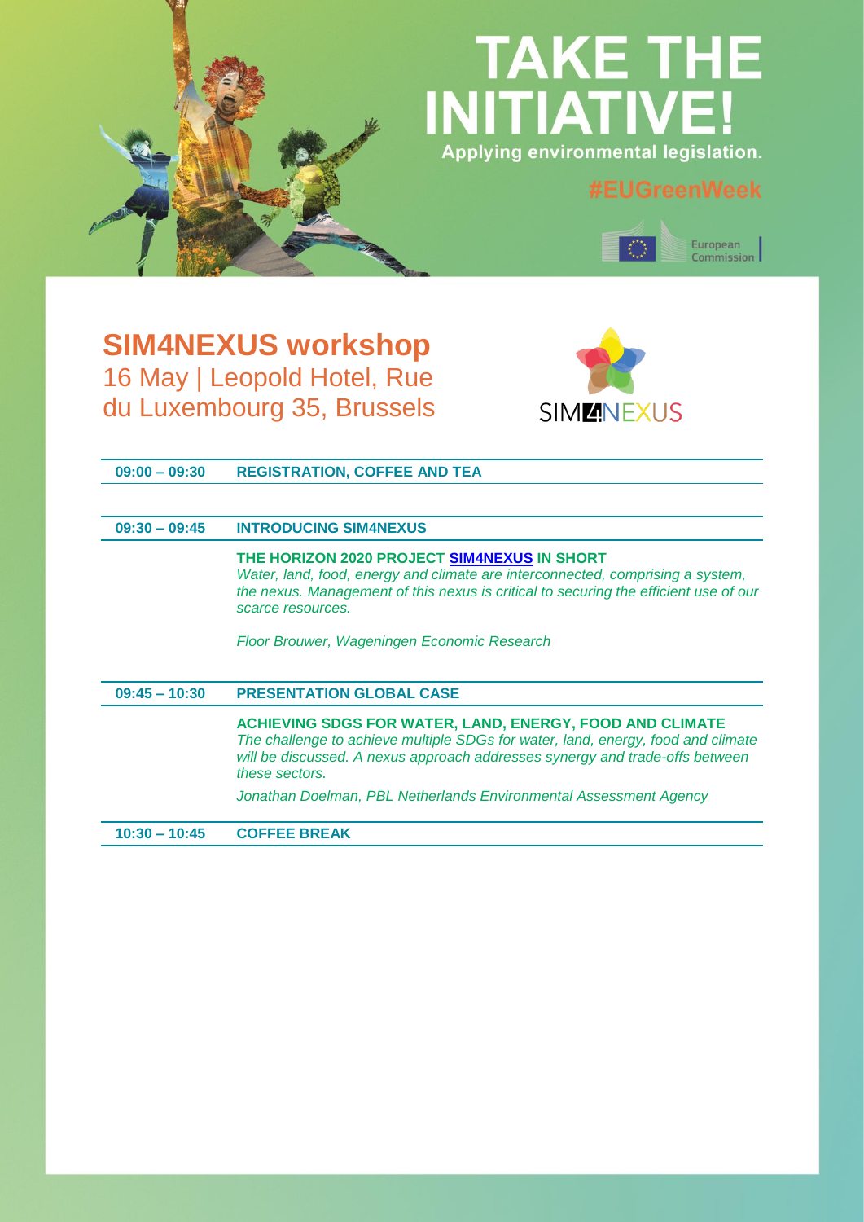# TAKE THE INITIATIVE!

Applying environmental legislation.

#EUGreenWeek

European Commission

## SIM4NEXUS workshop

16 May | Leopold Hotel, Rue du Luxembourg 35, Brussels

SIM4NEXUS

**09:00 – 09:30** **REGISTRATION, COFFEE AND TEA**

**09:30 – 09:45** **INTRODUCING SIM4NEXUS**

**THE HORIZON 2020 PROJECT SIM4NEXUS IN SHORT**

*Water, land, food, energy and climate are interconnected, comprising a system, the nexus. Management of this nexus is critical to securing the efficient use of our scarce resources.*

*Floor Brouwer, Wageningen Economic Research*

**09:45 – 10:30** **PRESENTATION GLOBAL CASE**

**ACHIEVING SDGS FOR WATER, LAND, ENERGY, FOOD AND CLIMATE**

*The challenge to achieve multiple SDGs for water, land, energy, food and climate will be discussed. A nexus approach addresses synergy and trade-offs between these sectors.*

*Jonathan Doelman, PBL Netherlands Environmental Assessment Agency*

**10:30 – 10:45** **COFFEE BREAK**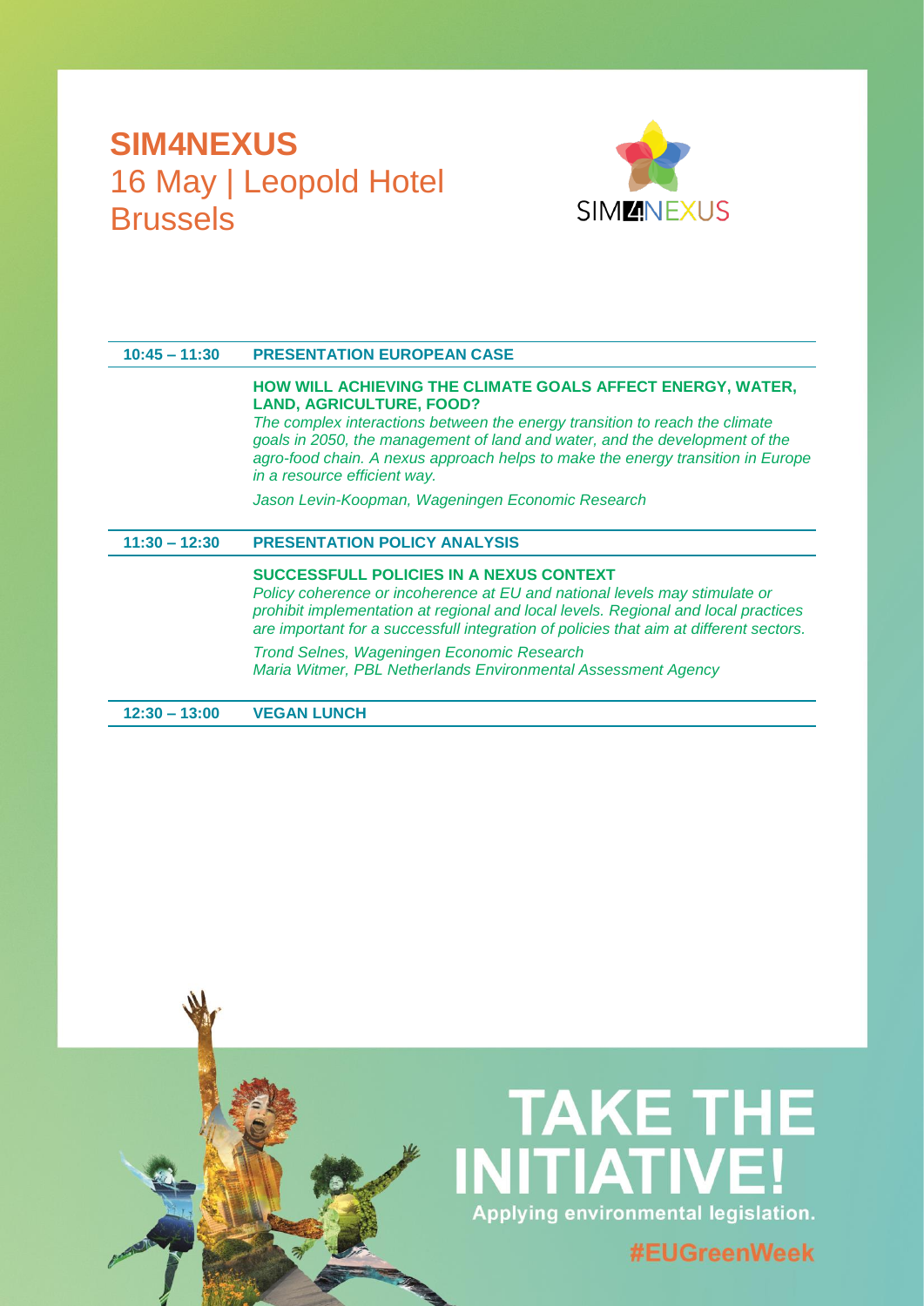# SIM4NEXUS

16 May | Leopold Hotel Brussels

| | |
|---|---|
| **10:45 – 11:30** | **PRESENTATION EUROPEAN CASE** |
| | **HOW WILL ACHIEVING THE CLIMATE GOALS AFFECT ENERGY, WATER, LAND, AGRICULTURE, FOOD?**<br>*The complex interactions between the energy transition to reach the climate goals in 2050, the management of land and water, and the development of the agro-food chain. A nexus approach helps to make the energy transition in Europe in a resource efficient way.*<br>*Jason Levin-Koopman, Wageningen Economic Research* |
| **11:30 – 12:30** | **PRESENTATION POLICY ANALYSIS** |
| | **SUCCESSFULL POLICIES IN A NEXUS CONTEXT**<br>*Policy coherence or incoherence at EU and national levels may stimulate or prohibit implementation at regional and local levels. Regional and local practices are important for a successfull integration of policies that aim at different sectors.*<br>*Trond Selnes, Wageningen Economic Research*<br>*Maria Witmer, PBL Netherlands Environmental Assessment Agency* |
| **12:30 – 13:00** | **VEGAN LUNCH** |

**TAKE THE INITIATIVE!**

Applying environmental legislation.

#EUGreenWeek